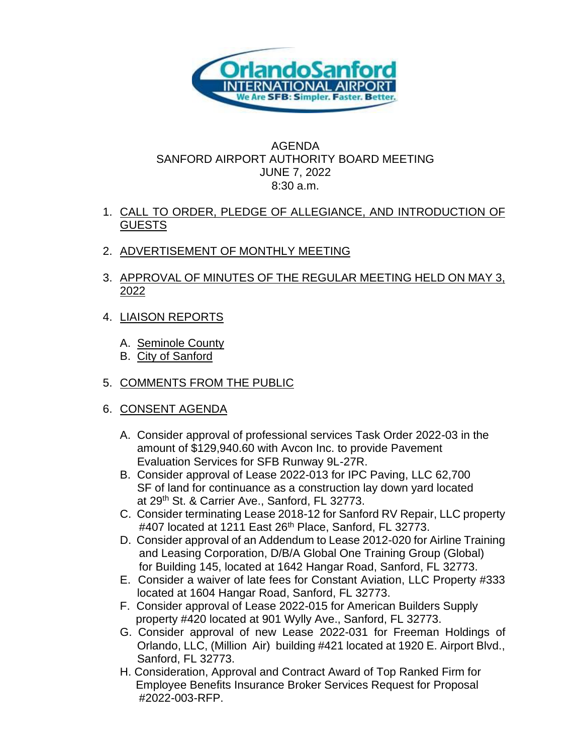# AGENDA
## SANFORD AIRPORT AUTHORITY BOARD MEETING
### JUNE 7, 2022
### 8:30 a.m.

1. CALL TO ORDER, PLEDGE OF ALLEGIANCE, AND INTRODUCTION OF GUESTS

2. ADVERTISEMENT OF MONTHLY MEETING

3. APPROVAL OF MINUTES OF THE REGULAR MEETING HELD ON MAY 3, 2022

4. LIAISON REPORTS

   A. Seminole County
   B. City of Sanford

5. COMMENTS FROM THE PUBLIC

6. CONSENT AGENDA

   A. Consider approval of professional services Task Order 2022-03 in the amount of $129,940.60 with Avcon Inc. to provide Pavement Evaluation Services for SFB Runway 9L-27R.
   B. Consider approval of Lease 2022-013 for IPC Paving, LLC 62,700 SF of land for continuance as a construction lay down yard located at 29th St. & Carrier Ave., Sanford, FL 32773.
   C. Consider terminating Lease 2018-12 for Sanford RV Repair, LLC property #407 located at 1211 East 26th Place, Sanford, FL 32773.
   D. Consider approval of an Addendum to Lease 2012-020 for Airline Training and Leasing Corporation, D/B/A Global One Training Group (Global) for Building 145, located at 1642 Hangar Road, Sanford, FL 32773.
   E. Consider a waiver of late fees for Constant Aviation, LLC Property #333 located at 1604 Hangar Road, Sanford, FL 32773.
   F. Consider approval of Lease 2022-015 for American Builders Supply property #420 located at 901 Wylly Ave., Sanford, FL 32773.
   G. Consider approval of new Lease 2022-031 for Freeman Holdings of Orlando, LLC, (Million Air) building #421 located at 1920 E. Airport Blvd., Sanford, FL 32773.
   H. Consideration, Approval and Contract Award of Top Ranked Firm for Employee Benefits Insurance Broker Services Request for Proposal #2022-003-RFP.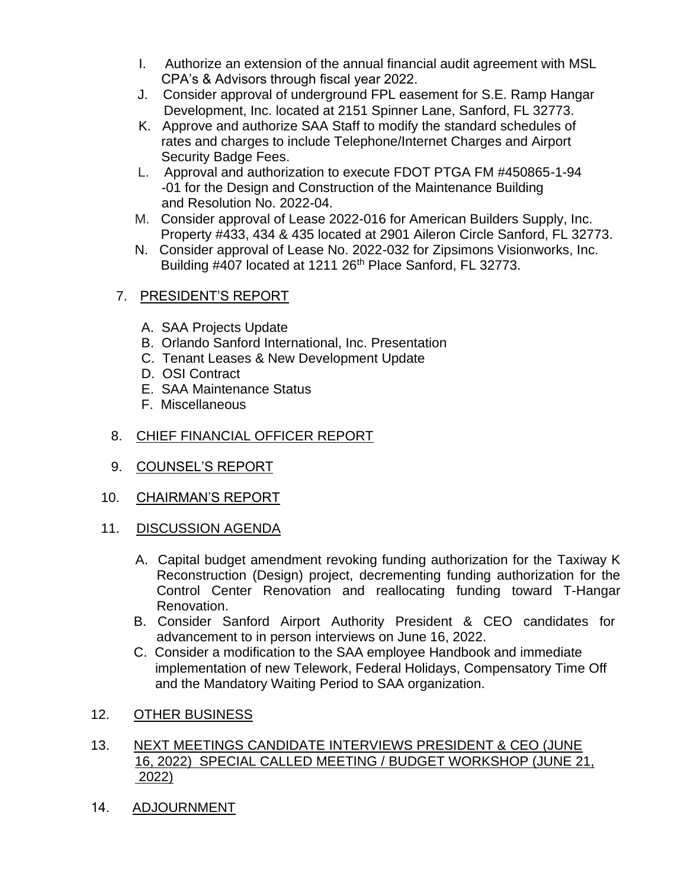I. Authorize an extension of the annual financial audit agreement with MSL CPA's & Advisors through fiscal year 2022.

J. Consider approval of underground FPL easement for S.E. Ramp Hangar Development, Inc. located at 2151 Spinner Lane, Sanford, FL 32773.

K. Approve and authorize SAA Staff to modify the standard schedules of rates and charges to include Telephone/Internet Charges and Airport Security Badge Fees.

L. Approval and authorization to execute FDOT PTGA FM #450865-1-94 -01 for the Design and Construction of the Maintenance Building and Resolution No. 2022-04.

M. Consider approval of Lease 2022-016 for American Builders Supply, Inc. Property #433, 434 & 435 located at 2901 Aileron Circle Sanford, FL 32773.

N. Consider approval of Lease No. 2022-032 for Zipsimons Visionworks, Inc. Building #407 located at 1211 26th Place Sanford, FL 32773.

7. PRESIDENT'S REPORT

   A. SAA Projects Update
   B. Orlando Sanford International, Inc. Presentation
   C. Tenant Leases & New Development Update
   D. OSI Contract
   E. SAA Maintenance Status
   F. Miscellaneous

8. CHIEF FINANCIAL OFFICER REPORT

9. COUNSEL'S REPORT

10. CHAIRMAN'S REPORT

11. DISCUSSION AGENDA

   A. Capital budget amendment revoking funding authorization for the Taxiway K Reconstruction (Design) project, decrementing funding authorization for the Control Center Renovation and reallocating funding toward T-Hangar Renovation.
   B. Consider Sanford Airport Authority President & CEO candidates for advancement to in person interviews on June 16, 2022.
   C. Consider a modification to the SAA employee Handbook and immediate implementation of new Telework, Federal Holidays, Compensatory Time Off and the Mandatory Waiting Period to SAA organization.

12. OTHER BUSINESS

13. NEXT MEETINGS CANDIDATE INTERVIEWS PRESIDENT & CEO (JUNE 16, 2022) SPECIAL CALLED MEETING / BUDGET WORKSHOP (JUNE 21, 2022)

14. ADJOURNMENT